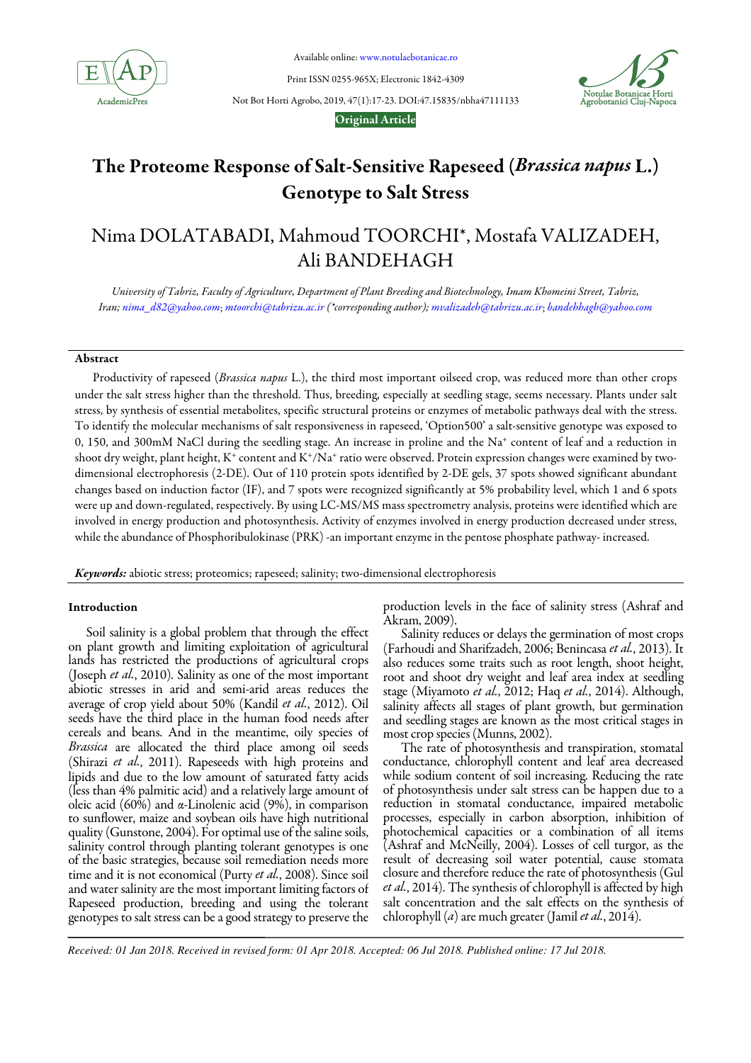Original Article

# The Proteome Response of Salt-Sensitive Rapeseed (*Brassica napus* L.) Genotype to Salt Stress

Nima DOLATABADI, Mahmoud TOORCHI*, Mostafa VALIZADEH, Ali BANDEHAGH

*University of Tabriz, Faculty of Agriculture, Department of Plant Breeding and Biotechnology, Imam Khomeini Street, Tabriz, Iran; nima_d82@yahoo.com; mtoorchi@tabrizu.ac.ir (*corresponding author); mvalizadeh@tabrizu.ac.ir; bandehhagh@yahoo.com*

## Abstract

Productivity of rapeseed (*Brassica napus* L.), the third most important oilseed crop, was reduced more than other crops under the salt stress higher than the threshold. Thus, breeding, especially at seedling stage, seems necessary. Plants under salt stress, by synthesis of essential metabolites, specific structural proteins or enzymes of metabolic pathways deal with the stress. To identify the molecular mechanisms of salt responsiveness in rapeseed, 'Option500' a salt-sensitive genotype was exposed to 0, 150, and 300mM NaCl during the seedling stage. An increase in proline and the $Na^+$ content of leaf and a reduction in shoot dry weight, plant height, $K^+$ content and $K^+/Na^+$ ratio were observed. Protein expression changes were examined by two-dimensional electrophoresis (2-DE). Out of 110 protein spots identified by 2-DE gels, 37 spots showed significant abundant changes based on induction factor (IF), and 7 spots were recognized significantly at 5% probability level, which 1 and 6 spots were up and down-regulated, respectively. By using LC-MS/MS mass spectrometry analysis, proteins were identified which are involved in energy production and photosynthesis. Activity of enzymes involved in energy production decreased under stress, while the abundance of Phosphoribulokinase (PRK) -an important enzyme in the pentose phosphate pathway- increased.

***Keywords:*** abiotic stress; proteomics; rapeseed; salinity; two-dimensional electrophoresis

## Introduction

Soil salinity is a global problem that through the effect on plant growth and limiting exploitation of agricultural lands has restricted the productions of agricultural crops (Joseph *et al.*, 2010). Salinity as one of the most important abiotic stresses in arid and semi-arid areas reduces the average of crop yield about 50% (Kandil *et al.*, 2012). Oil seeds have the third place in the human food needs after cereals and beans. And in the meantime, oily species of *Brassica* are allocated the third place among oil seeds (Shirazi *et al.*, 2011). Rapeseeds with high proteins and lipids and due to the low amount of saturated fatty acids (less than 4% palmitic acid) and a relatively large amount of oleic acid (60%) and α-Linolenic acid (9%), in comparison to sunflower, maize and soybean oils have high nutritional quality (Gunstone, 2004). For optimal use of the saline soils, salinity control through planting tolerant genotypes is one of the basic strategies, because soil remediation needs more time and it is not economical (Purty *et al.*, 2008). Since soil and water salinity are the most important limiting factors of Rapeseed production, breeding and using the tolerant genotypes to salt stress can be a good strategy to preserve the production levels in the face of salinity stress (Ashraf and Akram, 2009).

Salinity reduces or delays the germination of most crops (Farhoudi and Sharifzadeh, 2006; Benincasa *et al.*, 2013). It also reduces some traits such as root length, shoot height, root and shoot dry weight and leaf area index at seedling stage (Miyamoto *et al.*, 2012; Haq *et al.*, 2014). Although, salinity affects all stages of plant growth, but germination and seedling stages are known as the most critical stages in most crop species (Munns, 2002).

The rate of photosynthesis and transpiration, stomatal conductance, chlorophyll content and leaf area decreased while sodium content of soil increasing. Reducing the rate of photosynthesis under salt stress can be happen due to a reduction in stomatal conductance, impaired metabolic processes, especially in carbon absorption, inhibition of photochemical capacities or a combination of all items (Ashraf and McNeilly, 2004). Losses of cell turgor, as the result of decreasing soil water potential, cause stomata closure and therefore reduce the rate of photosynthesis (Gul *et al.*, 2014). The synthesis of chlorophyll is affected by high salt concentration and the salt effects on the synthesis of chlorophyll (*a*) are much greater (Jamil *et al.*, 2014).

*Received: 01 Jan 2018. Received in revised form: 01 Apr 2018. Accepted: 06 Jul 2018. Published online: 17 Jul 2018.*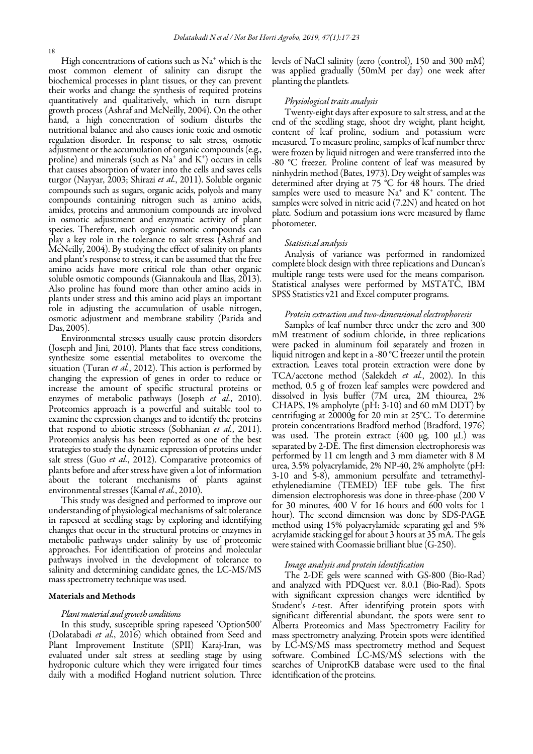High concentrations of cations such as $Na^+$ which is the most common element of salinity can disrupt the biochemical processes in plant tissues, or they can prevent their works and change the synthesis of required proteins quantitatively and qualitatively, which in turn disrupt growth process (Ashraf and McNeilly, 2004). On the other hand, a high concentration of sodium disturbs the nutritional balance and also causes ionic toxic and osmotic regulation disorder. In response to salt stress, osmotic adjustment or the accumulation of organic compounds (e.g., proline) and minerals (such as $Na^+$ and $K^+$) occurs in cells that causes absorption of water into the cells and saves cells turgor (Nayyar, 2003; Shirazi *et al.*, 2011). Soluble organic compounds such as sugars, organic acids, polyols and many compounds containing nitrogen such as amino acids, amides, proteins and ammonium compounds are involved in osmotic adjustment and enzymatic activity of plant species. Therefore, such organic osmotic compounds can play a key role in the tolerance to salt stress (Ashraf and McNeilly, 2004). By studying the effect of salinity on plants and plant's response to stress, it can be assumed that the free amino acids have more critical role than other organic soluble osmotic compounds (Giannakoula and Ilias, 2013). Also proline has found more than other amino acids in plants under stress and this amino acid plays an important role in adjusting the accumulation of usable nitrogen, osmotic adjustment and membrane stability (Parida and Das, 2005).

Environmental stresses usually cause protein disorders (Joseph and Jini, 2010). Plants that face stress conditions, synthesize some essential metabolites to overcome the situation (Turan *et al.*, 2012). This action is performed by changing the expression of genes in order to reduce or increase the amount of specific structural proteins or enzymes of metabolic pathways (Joseph *et al.*, 2010). Proteomics approach is a powerful and suitable tool to examine the expression changes and to identify the proteins that respond to abiotic stresses (Sobhanian *et al.*, 2011). Proteomics analysis has been reported as one of the best strategies to study the dynamic expression of proteins under salt stress (Guo *et al.*, 2012). Comparative proteomics of plants before and after stress have given a lot of information about the tolerant mechanisms of plants against environmental stresses (Kamal *et al.*, 2010).

This study was designed and performed to improve our understanding of physiological mechanisms of salt tolerance in rapeseed at seedling stage by exploring and identifying changes that occur in the structural proteins or enzymes in metabolic pathways under salinity by use of proteomic approaches. For identification of proteins and molecular pathways involved in the development of tolerance to salinity and determining candidate genes, the LC-MS/MS mass spectrometry technique was used.

## Materials and Methods

### *Plant material and growth conditions*

In this study, susceptible spring rapeseed 'Option500' (Dolatabadi *et al.*, 2016) which obtained from Seed and Plant Improvement Institute (SPII) Karaj-Iran, was evaluated under salt stress at seedling stage by using hydroponic culture which they were irrigated four times daily with a modified Hogland nutrient solution. Three levels of NaCl salinity (zero (control), 150 and 300 mM) was applied gradually (50mM per day) one week after planting the plantlets.

### *Physiological traits analysis*

Twenty-eight days after exposure to salt stress, and at the end of the seedling stage, shoot dry weight, plant height, content of leaf proline, sodium and potassium were measured. To measure proline, samples of leaf number three were frozen by liquid nitrogen and were transferred into the -80 °C freezer. Proline content of leaf was measured by ninhydrin method (Bates, 1973). Dry weight of samples was determined after drying at 75 °C for 48 hours. The dried samples were used to measure $Na^+$ and $K^+$ content. The samples were solved in nitric acid (7.2N) and heated on hot plate. Sodium and potassium ions were measured by flame photometer.

### *Statistical analysis*

Analysis of variance was performed in randomized complete block design with three replications and Duncan's multiple range tests were used for the means comparison. Statistical analyses were performed by MSTATC, IBM SPSS Statistics v21 and Excel computer programs.

### *Protein extraction and two-dimensional electrophoresis*

Samples of leaf number three under the zero and 300 mM treatment of sodium chloride, in three replications were packed in aluminum foil separately and frozen in liquid nitrogen and kept in a -80 °C freezer until the protein extraction. Leaves total protein extraction were done by TCA/acetone method (Salekdeh *et al.*, 2002). In this method, 0.5 g of frozen leaf samples were powdered and dissolved in lysis buffer (7M urea, 2M thiourea, 2% CHAPS, 1% ampholyte (pH: 3-10) and 60 mM DDT) by centrifuging at 20000g for 20 min at 25°C. To determine protein concentrations Bradford method (Bradford, 1976) was used. The protein extract (400 μg, 100 μL) was separated by 2-DE. The first dimension electrophoresis was performed by 11 cm length and 3 mm diameter with 8 M urea, 3.5% polyacrylamide, 2% NP-40, 2% ampholyte (pH: 3-10 and 5-8), ammonium persulfate and tetramethyl-ethylenediamine (TEMED) IEF tube gels. The first dimension electrophoresis was done in three-phase (200 V for 30 minutes, 400 V for 16 hours and 600 volts for 1 hour). The second dimension was done by SDS-PAGE method using 15% polyacrylamide separating gel and 5% acrylamide stacking gel for about 3 hours at 35 mA. The gels were stained with Coomassie brilliant blue (G-250).

### *Image analysis and protein identification*

The 2-DE gels were scanned with GS-800 (Bio-Rad) and analyzed with PDQuest ver. 8.0.1 (Bio-Rad). Spots with significant expression changes were identified by Student's *t*-test. After identifying protein spots with significant differential abundant, the spots were sent to Alberta Proteomics and Mass Spectrometry Facility for mass spectrometry analyzing. Protein spots were identified by LC-MS/MS mass spectrometry method and Sequest software. Combined LC-MS/MS selections with the searches of UniprotKB database were used to the final identification of the proteins.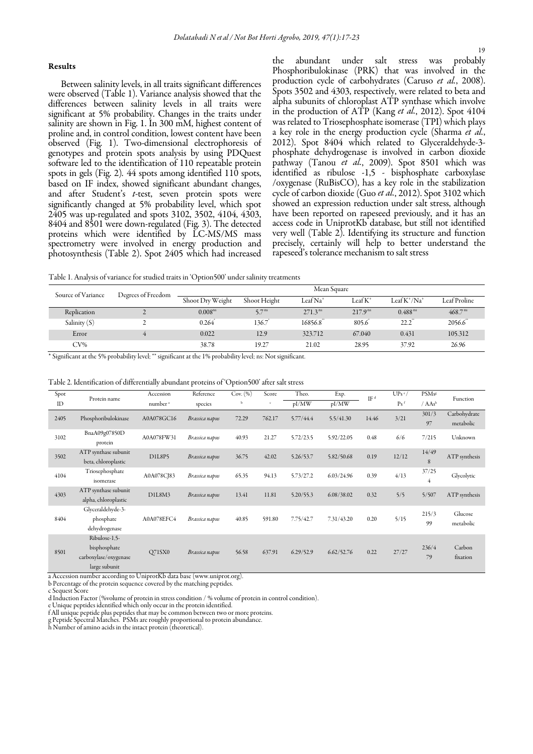## Results

Between salinity levels, in all traits significant differences were observed (Table 1). Variance analysis showed that the differences between salinity levels in all traits were significant at 5% probability. Changes in the traits under salinity are shown in Fig. 1. In 300 mM, highest content of proline and, in control condition, lowest content have been observed (Fig. 1). Two-dimensional electrophoresis of genotypes and protein spots analysis by using PDQuest software led to the identification of 110 repeatable protein spots in gels (Fig. 2). 44 spots among identified 110 spots, based on IF index, showed significant abundant changes, and after Student's *t*-test, seven protein spots were significantly changed at 5% probability level, which spot 2405 was up-regulated and spots 3102, 3502, 4104, 4303, 8404 and 8501 were down-regulated (Fig. 3). The detected proteins which were identified by LC-MS/MS mass spectrometry were involved in energy production and photosynthesis (Table 2). Spot 2405 which had increased the abundant under salt stress was probably Phosphoribulokinase (PRK) that was involved in the production cycle of carbohydrates (Caruso *et al.*, 2008). Spots 3502 and 4303, respectively, were related to beta and alpha subunits of chloroplast ATP synthase which involve in the production of ATP (Kang *et al.*, 2012). Spot 4104 was related to Triosephosphate isomerase (TPI) which plays a key role in the energy production cycle (Sharma *et al.*, 2012). Spot 8404 which related to Glyceraldehyde-3-phosphate dehydrogenase is involved in carbon dioxide pathway (Tanou *et al.*, 2009). Spot 8501 which was identified as ribulose -1,5 - bisphosphate carboxylase /oxygenase (RuBisCO), has a key role in the stabilization cycle of carbon dioxide (Guo *et al.*, 2012). Spot 3102 which showed an expression reduction under salt stress, although have been reported on rapeseed previously, and it has an access code in UniprotKb database, but still not identified very well (Table 2). Identifying its structure and function precisely, certainly will help to better understand the rapeseed's tolerance mechanism to salt stress

Table 1. Analysis of variance for studied traits in 'Option500' under salinity treatments

| Source of Variance | Degrees of Freedom | Mean Square | | | | | |
|---|---|---|---|---|---|---|---|
| | | Shoot Dry Weight | Shoot Height | Leaf $Na^+$ | Leaf $K^+$ | Leaf $K^+/Na^+$ | Leaf Proline |
| Replication | 2 | 0.008$^{ns}$ | 5.7$^{ns}$ | 271.3$^{ns}$ | 217.9$^{ns}$ | 0.488$^{ns}$ | 468.7$^{ns}$ |
| Salinity (S) | 2 | 0.264$^{*}$ | 136.7$^{*}$ | 16856.8$^{**}$ | 805.6$^{*}$ | 22.2$^{**}$ | 2056.6$^{**}$ |
| Error | 4 | 0.022 | 12.9 | 323.712 | 67.040 | 0.431 | 105.312 |
| CV% | | 38.78 | 19.27 | 21.02 | 28.95 | 37.92 | 26.96 |

* Significant at the 5% probability level; ** significant at the 1% probability level; ns: Not significant.

Table 2. Identification of differentially abundant proteins of 'Option500' after salt stress

| Spot ID | Protein name | Accession number [a] | Reference species | Cov. (%) [b] | Score [c] | Theo. pI/MW | Exp. pI/MW | IF [d] | UPs [e] / Ps [f] | PSMs [g] / AAs [h] | Function |
|---|---|---|---|---|---|---|---|---|---|---|---|
| 2405 | Phosphoribulokinase | A0A078GC16 | *Brassica napus* | 72.29 | 762.17 | 5.77/44.4 | 5.5/41.30 | 14.46 | 3/21 | 301/397 | Carbohydrate metabolic |
| 3102 | BnaA09g07850D protein | A0A078FW31 | *Brassica napus* | 40.93 | 21.27 | 5.72/23.5 | 5.92/22.05 | 0.48 | 6/6 | 7/215 | Unknown |
| 3502 | ATP synthase subunit beta, chloroplastic | D1L8P5 | *Brassica napus* | 36.75 | 42.02 | 5.26/53.7 | 5.82/50.68 | 0.19 | 12/12 | 14/498 | ATP synthesis |
| 4104 | Triosephosphate isomerase | A0A078CJ83 | *Brassica napus* | 65.35 | 94.13 | 5.73/27.2 | 6.03/24.96 | 0.39 | 4/13 | 37/254 | Glycolytic |
| 4303 | ATP synthase subunit alpha, chloroplastic | D1L8M3 | *Brassica napus* | 13.41 | 11.81 | 5.20/55.3 | 6.08/38.02 | 0.32 | 5/5 | 5/507 | ATP synthesis |
| 8404 | Glyceraldehyde-3-phosphate dehydrogenase | A0A078EFC4 | *Brassica napus* | 40.85 | 591.80 | 7.75/42.7 | 7.31/43.20 | 0.20 | 5/15 | 215/399 | Glucose metabolic |
| 8501 | Ribulose-1,5-bisphosphate carboxylase/oxygenase large subunit | Q71SX0 | *Brassica napus* | 56.58 | 637.91 | 6.29/52.9 | 6.62/52.76 | 0.22 | 27/27 | 236/479 | Carbon fixation |

a Accession number according to UniprotKb data base (www.uniprot.org).
b Percentage of the protein sequence covered by the matching peptides.
c Sequest Score
d Induction Factor (%volume of protein in stress condition / % volume of protein in control condition).
e Unique peptides identified which only occur in the protein identified.
f All unique peptide plus peptides that may be common between two or more proteins.
g Peptide Spectral Matches. PSMs are roughly proportional to protein abundance.
h Number of amino acids in the intact protein (theoretical).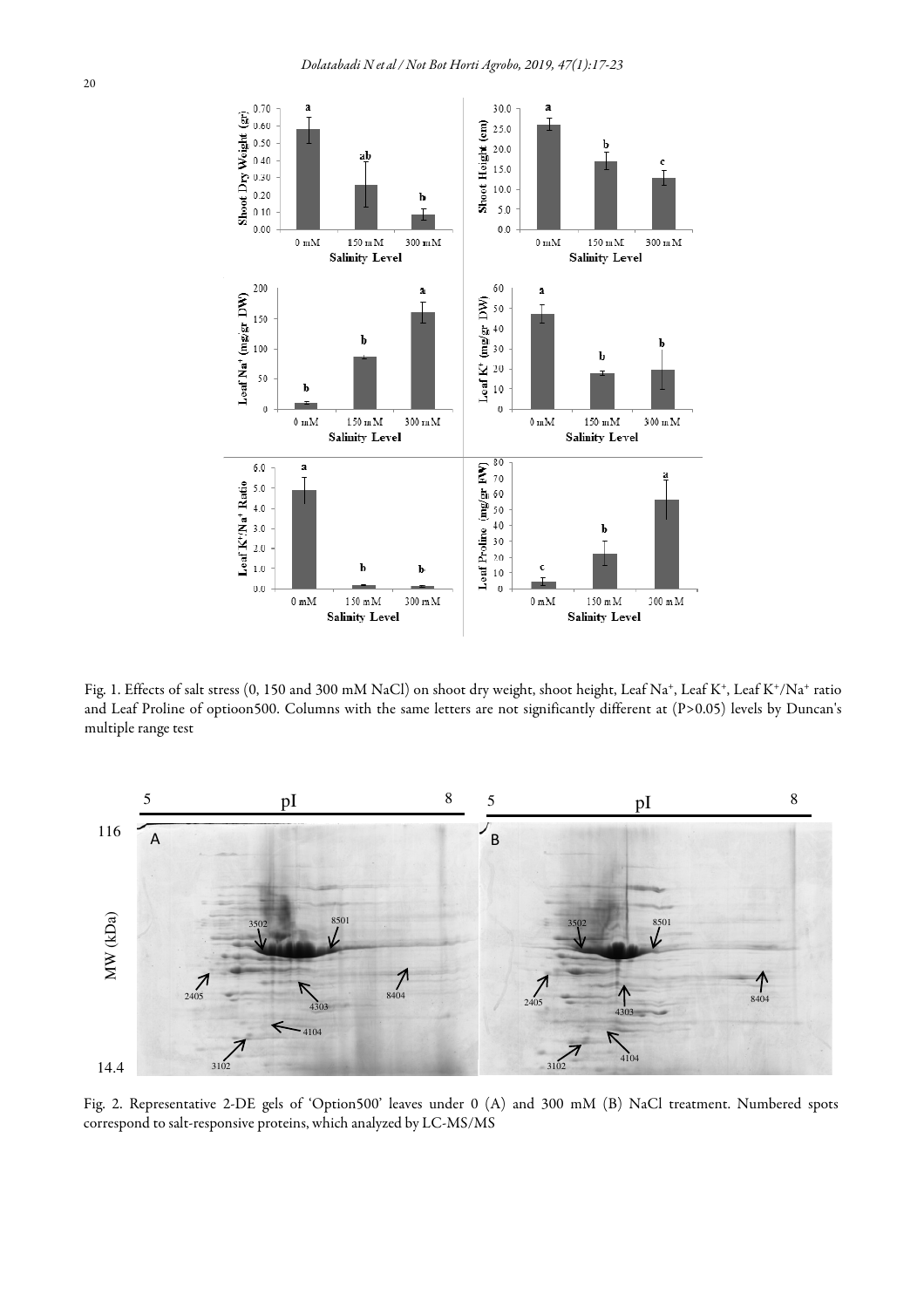Fig. 1. Effects of salt stress (0, 150 and 300 mM NaCl) on shoot dry weight, shoot height, Leaf $Na^+$, Leaf $K^+$, Leaf $K^+/Na^+$ ratio and Leaf Proline of optioon500. Columns with the same letters are not significantly different at ($P>0.05$) levels by Duncan's multiple range test

Fig. 2. Representative 2-DE gels of 'Option500' leaves under 0 (A) and 300 mM (B) NaCl treatment. Numbered spots correspond to salt-responsive proteins, which analyzed by LC-MS/MS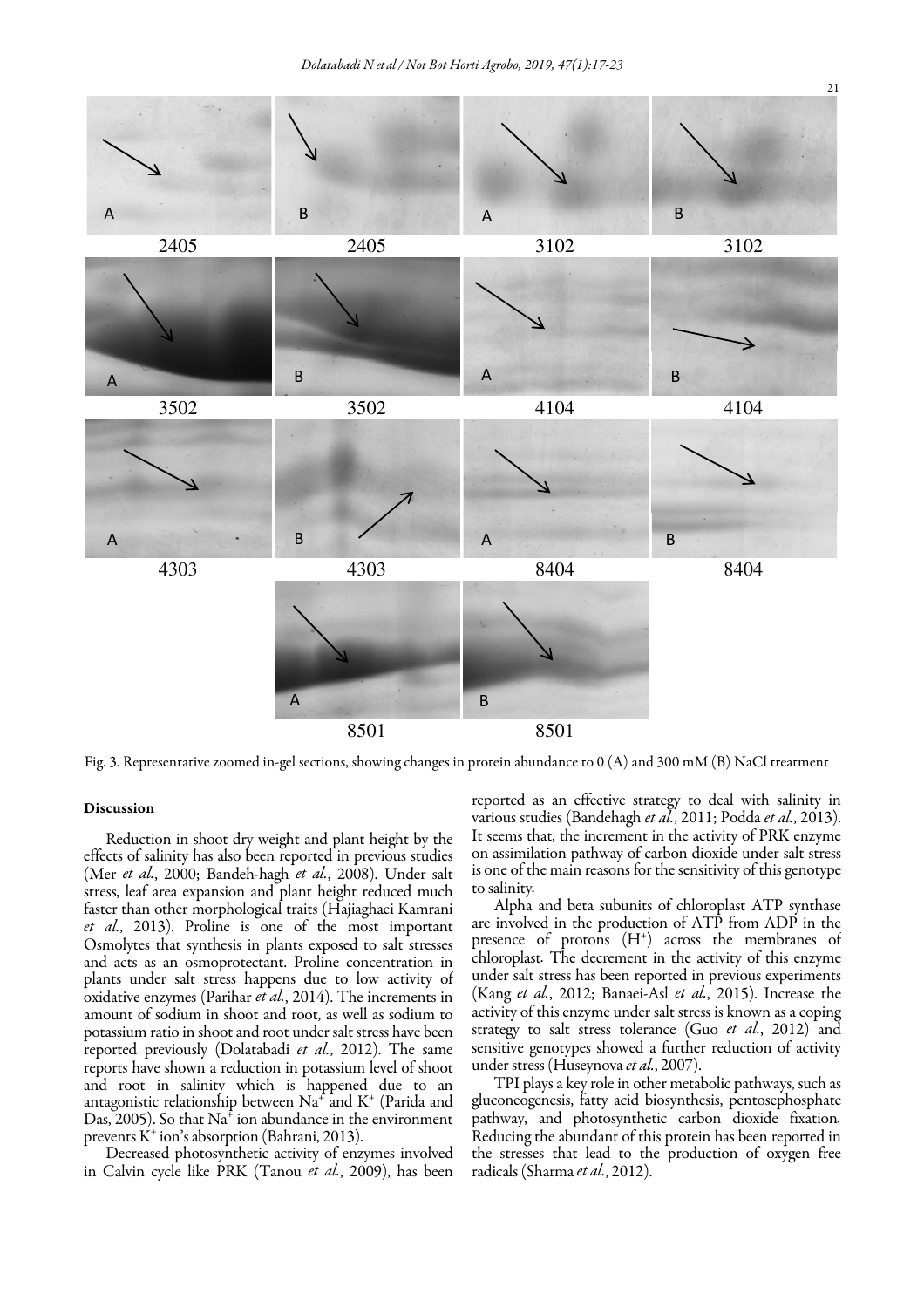Fig. 3. Representative zoomed in-gel sections, showing changes in protein abundance to 0 (A) and 300 mM (B) NaCl treatment

## Discussion

Reduction in shoot dry weight and plant height by the effects of salinity has also been reported in previous studies (Mer *et al.*, 2000; Bandeh-hagh *et al.*, 2008). Under salt stress, leaf area expansion and plant height reduced much faster than other morphological traits (Hajiaghaei Kamrani *et al.*, 2013). Proline is one of the most important Osmolytes that synthesis in plants exposed to salt stresses and acts as an osmoprotectant. Proline concentration in plants under salt stress happens due to low activity of oxidative enzymes (Parihar *et al.*, 2014). The increments in amount of sodium in shoot and root, as well as sodium to potassium ratio in shoot and root under salt stress have been reported previously (Dolatabadi *et al.*, 2012). The same reports have shown a reduction in potassium level of shoot and root in salinity which is happened due to an antagonistic relationship between $Na^+$ and $K^+$ (Parida and Das, 2005). So that $Na^+$ ion abundance in the environment prevents $K^+$ ion's absorption (Bahrani, 2013).

Decreased photosynthetic activity of enzymes involved in Calvin cycle like PRK (Tanou *et al.*, 2009), has been reported as an effective strategy to deal with salinity in various studies (Bandehagh *et al.*, 2011; Podda *et al.*, 2013). It seems that, the increment in the activity of PRK enzyme on assimilation pathway of carbon dioxide under salt stress is one of the main reasons for the sensitivity of this genotype to salinity.

Alpha and beta subunits of chloroplast ATP synthase are involved in the production of ATP from ADP in the presence of protons ($H^+$) across the membranes of chloroplast. The decrement in the activity of this enzyme under salt stress has been reported in previous experiments (Kang *et al.*, 2012; Banaei-Asl *et al.*, 2015). Increase the activity of this enzyme under salt stress is known as a coping strategy to salt stress tolerance (Guo *et al.*, 2012) and sensitive genotypes showed a further reduction of activity under stress (Huseynova *et al.*, 2007).

TPI plays a key role in other metabolic pathways, such as gluconeogenesis, fatty acid biosynthesis, pentosephosphate pathway, and photosynthetic carbon dioxide fixation. Reducing the abundant of this protein has been reported in the stresses that lead to the production of oxygen free radicals (Sharma *et al.*, 2012).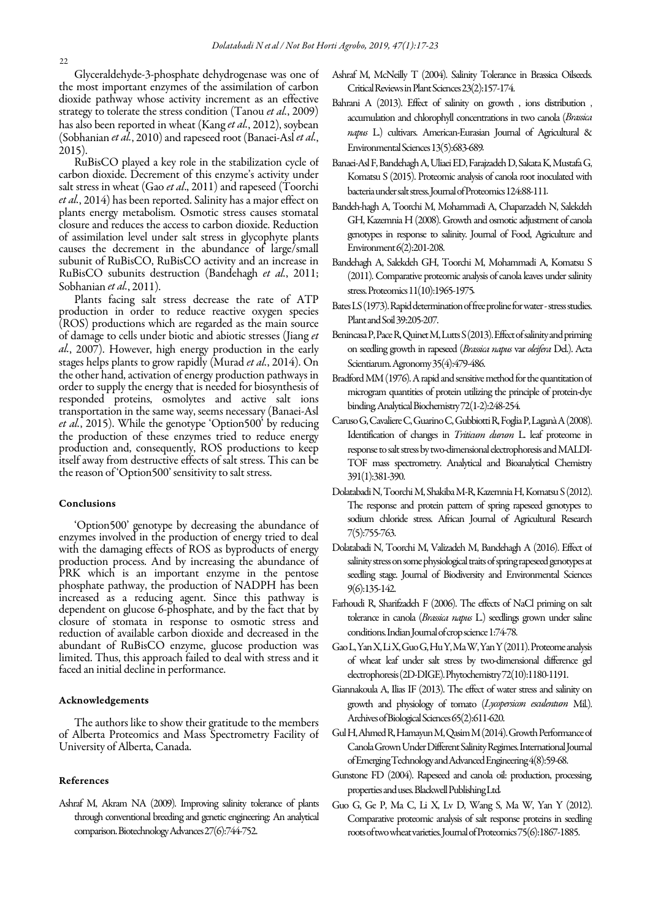Glyceraldehyde-3-phosphate dehydrogenase was one of the most important enzymes of the assimilation of carbon dioxide pathway whose activity increment as an effective strategy to tolerate the stress condition (Tanou *et al.*, 2009) has also been reported in wheat (Kang *et al.*, 2012), soybean (Sobhanian *et al.*, 2010) and rapeseed root (Banaei-Asl *et al.*, 2015).

RuBisCO played a key role in the stabilization cycle of carbon dioxide. Decrement of this enzyme's activity under salt stress in wheat (Gao *et al*., 2011) and rapeseed (Toorchi *et al.*, 2014) has been reported. Salinity has a major effect on plants energy metabolism. Osmotic stress causes stomatal closure and reduces the access to carbon dioxide. Reduction of assimilation level under salt stress in glycophyte plants causes the decrement in the abundance of large/small subunit of RuBisCO, RuBisCO activity and an increase in RuBisCO subunits destruction (Bandehagh *et al.*, 2011; Sobhanian *et al.*, 2011).

Plants facing salt stress decrease the rate of ATP production in order to reduce reactive oxygen species (ROS) productions which are regarded as the main source of damage to cells under biotic and abiotic stresses (Jiang *et al.*, 2007). However, high energy production in the early stages helps plants to grow rapidly (Murad *et al.*, 2014). On the other hand, activation of energy production pathways in order to supply the energy that is needed for biosynthesis of responded proteins, osmolytes and active salt ions transportation in the same way, seems necessary (Banaei-Asl *et al.*, 2015). While the genotype 'Option500' by reducing the production of these enzymes tried to reduce energy production and, consequently, ROS productions to keep itself away from destructive effects of salt stress. This can be the reason of 'Option500' sensitivity to salt stress.

## Conclusions

'Option500' genotype by decreasing the abundance of enzymes involved in the production of energy tried to deal with the damaging effects of ROS as byproducts of energy production process. And by increasing the abundance of PRK which is an important enzyme in the pentose phosphate pathway, the production of NADPH has been increased as a reducing agent. Since this pathway is dependent on glucose 6-phosphate, and by the fact that by closure of stomata in response to osmotic stress and reduction of available carbon dioxide and decreased in the abundant of RuBisCO enzyme, glucose production was limited. Thus, this approach failed to deal with stress and it faced an initial decline in performance.

## Acknowledgements

The authors like to show their gratitude to the members of Alberta Proteomics and Mass Spectrometry Facility of University of Alberta, Canada.

## References

Ashraf M, Akram NA (2009). Improving salinity tolerance of plants through conventional breeding and genetic engineering: An analytical comparison. Biotechnology Advances 27(6):744-752.

Ashraf M, McNeilly T (2004). Salinity Tolerance in Brassica Oilseeds. Critical Reviews in Plant Sciences 23(2):157-174.

Bahrani A (2013). Effect of salinity on growth , ions distribution , accumulation and chlorophyll concentrations in two canola (*Brassica napus* L.) cultivars. American-Eurasian Journal of Agricultural & Environmental Sciences 13(5):683-689.

Banaei-Asl F, Bandehagh A, Uliaei ED, Farajzadeh D, Sakata K, Mustafa G, Komatsu S (2015). Proteomic analysis of canola root inoculated with bacteria under salt stress. Journal of Proteomics 124:88-111.

Bandeh-hagh A, Toorchi M, Mohammadi A, Chaparzadeh N, Salekdeh GH, Kazemnia H (2008). Growth and osmotic adjustment of canola genotypes in response to salinity. Journal of Food, Agriculture and Environment 6(2):201-208.

Bandehagh A, Salekdeh GH, Toorchi M, Mohammadi A, Komatsu S (2011). Comparative proteomic analysis of canola leaves under salinity stress. Proteomics 11(10):1965-1975.

Bates LS (1973). Rapid determination of free proline for water - stress studies. Plant and Soil 39:205-207.

Benincasa P, Pace R, Quinet M, Lutts S (2013). Effect of salinity and priming on seedling growth in rapeseed (*Brassica napus* var *oleifera* Del.). Acta Scientiarum. Agronomy 35(4):479-486.

Bradford MM (1976). A rapid and sensitive method for the quantitation of microgram quantities of protein utilizing the principle of protein-dye binding. Analytical Biochemistry 72(1-2):248-254.

Caruso G, Cavaliere C, Guarino C, Gubbiotti R, Foglia P, Laganà A (2008). Identification of changes in *Triticum durum* L. leaf proteome in response to salt stress by two-dimensional electrophoresis and MALDI-TOF mass spectrometry. Analytical and Bioanalytical Chemistry 391(1):381-390.

Dolatabadi N, Toorchi M, Shakiba M-R, Kazemnia H, Komatsu S (2012). The response and protein pattern of spring rapeseed genotypes to sodium chloride stress. African Journal of Agricultural Research 7(5):755-763.

Dolatabadi N, Toorchi M, Valizadeh M, Bandehagh A (2016). Effect of salinity stress on some physiological traits of spring rapeseed genotypes at seedling stage. Journal of Biodiversity and Environmental Sciences 9(6):135-142.

Farhoudi R, Sharifzadeh F (2006). The effects of NaCl priming on salt tolerance in canola (*Brassica napus* L.) seedlings grown under saline conditions. Indian Journal of crop science 1:74-78.

Gao L, Yan X, Li X, Guo G, Hu Y, Ma W, Yan Y (2011). Proteome analysis of wheat leaf under salt stress by two-dimensional difference gel electrophoresis (2D-DIGE). Phytochemistry 72(10):1180-1191.

Giannakoula A, Ilias IF (2013). The effect of water stress and salinity on growth and physiology of tomato (*Lycopersicon esculentum* Mil.). Archives of Biological Sciences 65(2):611-620.

Gul H, Ahmed R, Hamayun M, Qasim M (2014). Growth Performance of Canola Grown Under Different Salinity Regimes. International Journal of Emerging Technology and Advanced Engineering 4(8):59-68.

Gunstone FD (2004). Rapeseed and canola oil: production, processing, properties and uses. Blackwell Publishing Ltd.

Guo G, Ge P, Ma C, Li X, Lv D, Wang S, Ma W, Yan Y (2012). Comparative proteomic analysis of salt response proteins in seedling roots of two wheat varieties. Journal of Proteomics 75(6):1867-1885.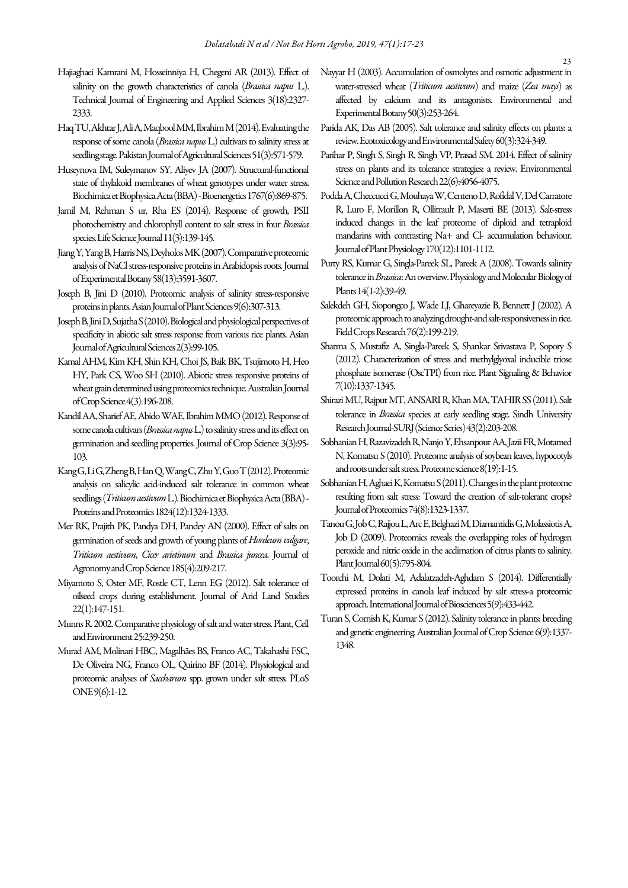Hajiaghaei Kamrani M, Hosseinniya H, Chegeni AR (2013). Effect of salinity on the growth characteristics of canola (*Brassica napus* L.). Technical Journal of Engineering and Applied Sciences 3(18):2327-2333.

Haq TU, Akhtar J, Ali A, Maqbool MM, Ibrahim M (2014). Evaluating the response of some canola (*Brassica napus* L.) cultivars to salinity stress at seedling stage. Pakistan Journal of Agricultural Sciences 51(3):571-579.

Huseynova IM, Suleymanov SY, Aliyev JA (2007). Structural-functional state of thylakoid membranes of wheat genotypes under water stress. Biochimica et Biophysica Acta (BBA) - Bioenergetics 1767(6):869-875.

Jamil M, Rehman S ur, Rha ES (2014). Response of growth, PSII photochemistry and chlorophyll content to salt stress in four *Brassica* species. Life Science Journal 11(3):139-145.

Jiang Y, Yang B, Harris NS, Deyholos MK (2007). Comparative proteomic analysis of NaCl stress-responsive proteins in Arabidopsis roots. Journal of Experimental Botany 58(13):3591-3607.

Joseph B, Jini D (2010). Proteomic analysis of salinity stress-responsive proteins in plants. Asian Journal of Plant Sciences 9(6):307-313.

Joseph B, Jini D, Sujatha S (2010). Biological and physiological perspectives of specificity in abiotic salt stress response from various rice plants. Asian Journal of Agricultural Sciences 2(3):99-105.

Kamal AHM, Kim KH, Shin KH, Choi JS, Baik BK, Tsujimoto H, Heo HY, Park CS, Woo SH (2010). Abiotic stress responsive proteins of wheat grain determined using proteomics technique. Australian Journal of Crop Science 4(3):196-208.

Kandil AA, Sharief AE, Abido WAE, Ibrahim MMO (2012). Response of some canola cultivars (*Brassica napus* L.) to salinity stress and its effect on germination and seedling properties. Journal of Crop Science 3(3):95-103.

Kang G, Li G, Zheng B, Han Q, Wang C, Zhu Y, Guo T (2012). Proteomic analysis on salicylic acid-induced salt tolerance in common wheat seedlings (*Triticum aestivum* L.). Biochimica et Biophysica Acta (BBA) - Proteins and Proteomics 1824(12):1324-1333.

Mer RK, Prajith PK, Pandya DH, Pandey AN (2000). Effect of salts on germination of seeds and growth of young plants of *Hordeum vulgare*, *Triticum aestivum*, *Cicer arietinum* and *Brassica juncea*. Journal of Agronomy and Crop Science 185(4):209-217.

Miyamoto S, Oster MF, Rostle CT, Lenn EG (2012). Salt tolerance of oilseed crops during establishment. Journal of Arid Land Studies 22(1):147-151.

Munns R. 2002. Comparative physiology of salt and water stress. Plant, Cell and Environment 25:239-250.

Murad AM, Molinari HBC, Magalhães BS, Franco AC, Takahashi FSC, De Oliveira NG, Franco OL, Quirino BF (2014). Physiological and proteomic analyses of *Saccharum* spp. grown under salt stress. PLoS ONE 9(6):1-12.

Nayyar H (2003). Accumulation of osmolytes and osmotic adjustment in water-stressed wheat (*Triticum aestivum*) and maize (*Zea mays*) as affected by calcium and its antagonists. Environmental and Experimental Botany 50(3):253-264.

Parida AK, Das AB (2005). Salt tolerance and salinity effects on plants: a review. Ecotoxicology and Environmental Safety 60(3):324-349.

Parihar P, Singh S, Singh R, Singh VP, Prasad SM. 2014. Effect of salinity stress on plants and its tolerance strategies: a review. Environmental Science and Pollution Research 22(6):4056-4075.

Podda A, Checcucci G, Mouhaya W, Centeno D, Rofidal V, Del Carratore R, Luro F, Morillon R, Ollitrault P, Maserti BE (2013). Salt-stress induced changes in the leaf proteome of diploid and tetraploid mandarins with contrasting Na+ and Cl- accumulation behaviour. Journal of Plant Physiology 170(12):1101-1112.

Purty RS, Kumar G, Singla-Pareek SL, Pareek A (2008). Towards salinity tolerance in *Brassica*: An overview. Physiology and Molecular Biology of Plants 14(1-2):39-49.

Salekdeh GH, Siopongco J, Wade LJ, Ghareyazie B, Bennett J (2002). A proteomic approach to analyzing drought-and salt-responsiveness in rice. Field Crops Research 76(2):199-219.

Sharma S, Mustafiz A, Singla-Pareek S, Shankar Srivastava P, Sopory S (2012). Characterization of stress and methylglyoxal inducible triose phosphate isomerase (OscTPI) from rice. Plant Signaling & Behavior 7(10):1337-1345.

Shirazi MU, Rajput MT, ANSARI R, Khan MA, TAHIR SS (2011). Salt tolerance in *Brassica* species at early seedling stage. Sindh University Research Journal-SURJ (Science Series) 43(2):203-208.

Sobhanian H, Razavizadeh R, Nanjo Y, Ehsanpour AA, Jazii FR, Motamed N, Komatsu S (2010). Proteome analysis of soybean leaves, hypocotyls and roots under salt stress. Proteome science 8(19):1-15.

Sobhanian H, Aghaei K, Komatsu S (2011). Changes in the plant proteome resulting from salt stress: Toward the creation of salt-tolerant crops? Journal of Proteomics 74(8):1323-1337.

Tanou G, Job C, Rajjou L, Arc E, Belghazi M, Diamantidis G, Molassiotis A, Job D (2009). Proteomics reveals the overlapping roles of hydrogen peroxide and nitric oxide in the acclimation of citrus plants to salinity. Plant Journal 60(5):795-804.

Toorchi M, Dolati M, Adalatzadeh-Aghdam S (2014). Differentially expressed proteins in canola leaf induced by salt stress-a proteomic approach. International Journal of Biosciences 5(9):433-442.

Turan S, Cornish K, Kumar S (2012). Salinity tolerance in plants: breeding and genetic engineering. Australian Journal of Crop Science 6(9):1337-1348.